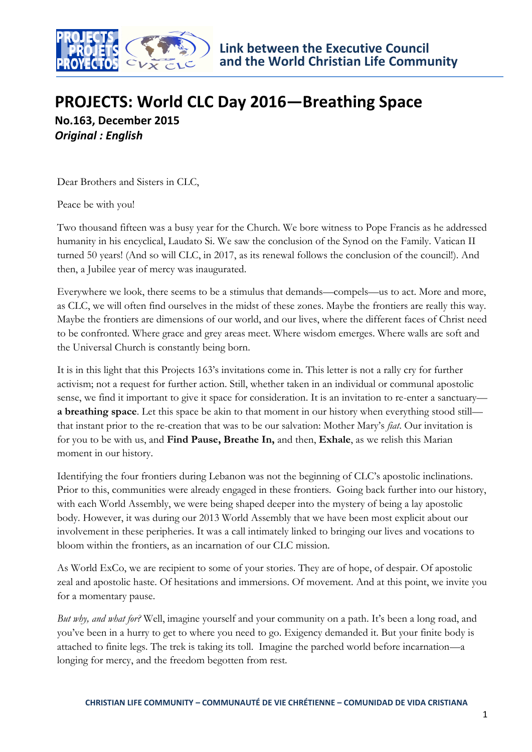Link between the Executive Council and the World Christian Life Community

# PROJECTS: World CLC Day 2016—Breathing Space

**No.163, December 2015**

***Original : English***

Dear Brothers and Sisters in CLC,

Peace be with you!

Two thousand fifteen was a busy year for the Church. We bore witness to Pope Francis as he addressed humanity in his encyclical, Laudato Si. We saw the conclusion of the Synod on the Family. Vatican II turned 50 years! (And so will CLC, in 2017, as its renewal follows the conclusion of the council!). And then, a Jubilee year of mercy was inaugurated.

Everywhere we look, there seems to be a stimulus that demands—compels—us to act. More and more, as CLC, we will often find ourselves in the midst of these zones. Maybe the frontiers are really this way. Maybe the frontiers are dimensions of our world, and our lives, where the different faces of Christ need to be confronted. Where grace and grey areas meet. Where wisdom emerges. Where walls are soft and the Universal Church is constantly being born.

It is in this light that this Projects 163's invitations come in. This letter is not a rally cry for further activism; not a request for further action. Still, whether taken in an individual or communal apostolic sense, we find it important to give it space for consideration. It is an invitation to re-enter a sanctuary—**a breathing space**. Let this space be akin to that moment in our history when everything stood still—that instant prior to the re-creation that was to be our salvation: Mother Mary's *fiat*. Our invitation is for you to be with us, and **Find Pause, Breathe In,** and then, **Exhale**, as we relish this Marian moment in our history.

Identifying the four frontiers during Lebanon was not the beginning of CLC's apostolic inclinations. Prior to this, communities were already engaged in these frontiers. Going back further into our history, with each World Assembly, we were being shaped deeper into the mystery of being a lay apostolic body. However, it was during our 2013 World Assembly that we have been most explicit about our involvement in these peripheries. It was a call intimately linked to bringing our lives and vocations to bloom within the frontiers, as an incarnation of our CLC mission.

As World ExCo, we are recipient to some of your stories. They are of hope, of despair. Of apostolic zeal and apostolic haste. Of hesitations and immersions. Of movement. And at this point, we invite you for a momentary pause.

*But why, and what for?* Well, imagine yourself and your community on a path. It's been a long road, and you've been in a hurry to get to where you need to go. Exigency demanded it. But your finite body is attached to finite legs. The trek is taking its toll. Imagine the parched world before incarnation—a longing for mercy, and the freedom begotten from rest.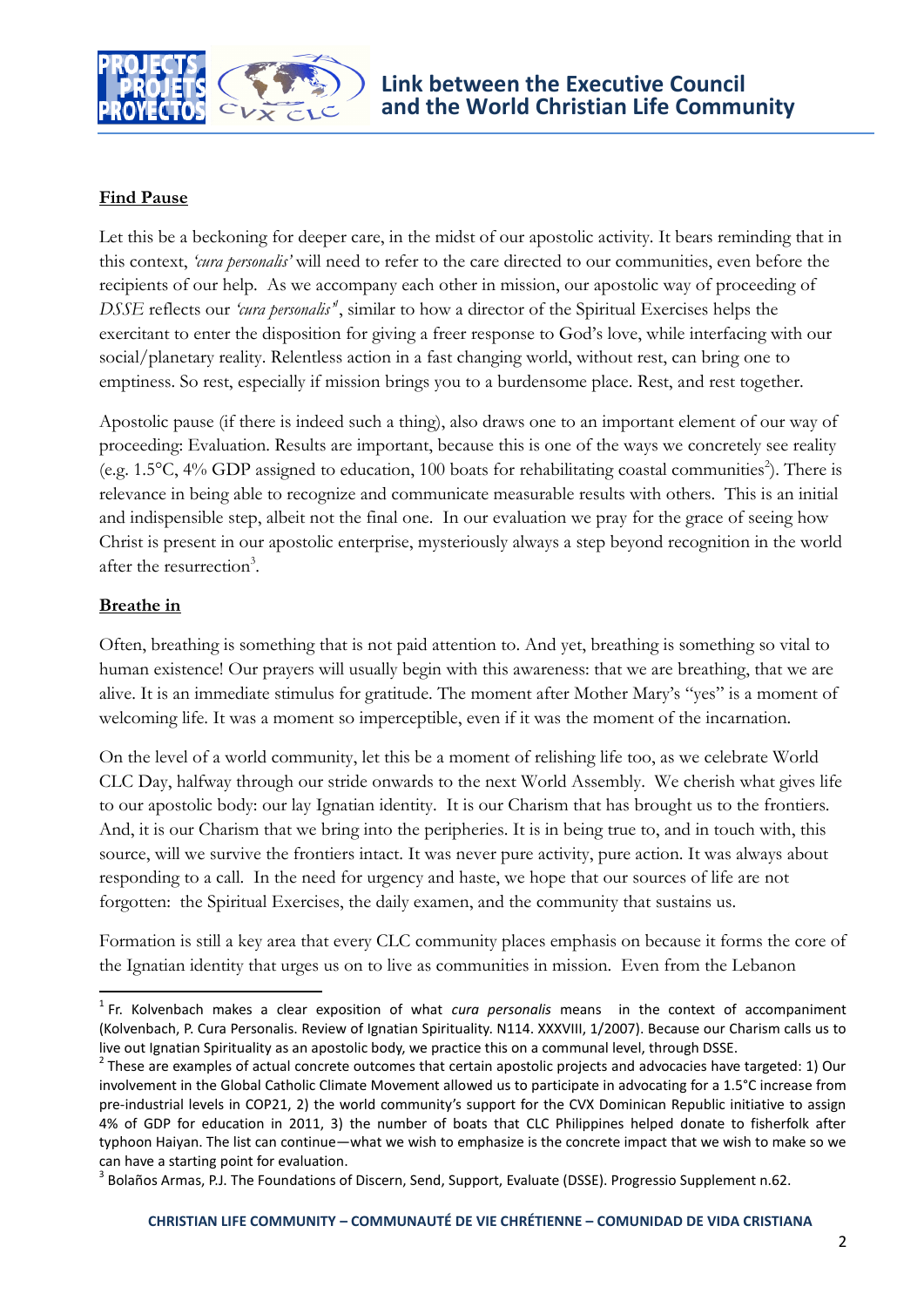**Find Pause**

Let this be a beckoning for deeper care, in the midst of our apostolic activity. It bears reminding that in this context, *'cura personalis'* will need to refer to the care directed to our communities, even before the recipients of our help. As we accompany each other in mission, our apostolic way of proceeding of *DSSE* reflects our *'cura personalis'*[1], similar to how a director of the Spiritual Exercises helps the exercitant to enter the disposition for giving a freer response to God's love, while interfacing with our social/planetary reality. Relentless action in a fast changing world, without rest, can bring one to emptiness. So rest, especially if mission brings you to a burdensome place. Rest, and rest together.

Apostolic pause (if there is indeed such a thing), also draws one to an important element of our way of proceeding: Evaluation. Results are important, because this is one of the ways we concretely see reality (e.g. 1.5°C, 4% GDP assigned to education, 100 boats for rehabilitating coastal communities[2]). There is relevance in being able to recognize and communicate measurable results with others. This is an initial and indispensible step, albeit not the final one. In our evaluation we pray for the grace of seeing how Christ is present in our apostolic enterprise, mysteriously always a step beyond recognition in the world after the resurrection[3].

**Breathe in**

Often, breathing is something that is not paid attention to. And yet, breathing is something so vital to human existence! Our prayers will usually begin with this awareness: that we are breathing, that we are alive. It is an immediate stimulus for gratitude. The moment after Mother Mary's "yes" is a moment of welcoming life. It was a moment so imperceptible, even if it was the moment of the incarnation.

On the level of a world community, let this be a moment of relishing life too, as we celebrate World CLC Day, halfway through our stride onwards to the next World Assembly. We cherish what gives life to our apostolic body: our lay Ignatian identity. It is our Charism that has brought us to the frontiers. And, it is our Charism that we bring into the peripheries. It is in being true to, and in touch with, this source, will we survive the frontiers intact. It was never pure activity, pure action. It was always about responding to a call. In the need for urgency and haste, we hope that our sources of life are not forgotten: the Spiritual Exercises, the daily examen, and the community that sustains us.

Formation is still a key area that every CLC community places emphasis on because it forms the core of the Ignatian identity that urges us on to live as communities in mission. Even from the Lebanon

---

[1] Fr. Kolvenbach makes a clear exposition of what *cura personalis* means in the context of accompaniment (Kolvenbach, P. Cura Personalis. Review of Ignatian Spirituality. N114. XXXVIII, 1/2007). Because our Charism calls us to live out Ignatian Spirituality as an apostolic body, we practice this on a communal level, through DSSE.

[2] These are examples of actual concrete outcomes that certain apostolic projects and advocacies have targeted: 1) Our involvement in the Global Catholic Climate Movement allowed us to participate in advocating for a 1.5°C increase from pre-industrial levels in COP21, 2) the world community's support for the CVX Dominican Republic initiative to assign 4% of GDP for education in 2011, 3) the number of boats that CLC Philippines helped donate to fisherfolk after typhoon Haiyan. The list can continue—what we wish to emphasize is the concrete impact that we wish to make so we can have a starting point for evaluation.

[3] Bolaños Armas, P.J. The Foundations of Discern, Send, Support, Evaluate (DSSE). Progressio Supplement n.62.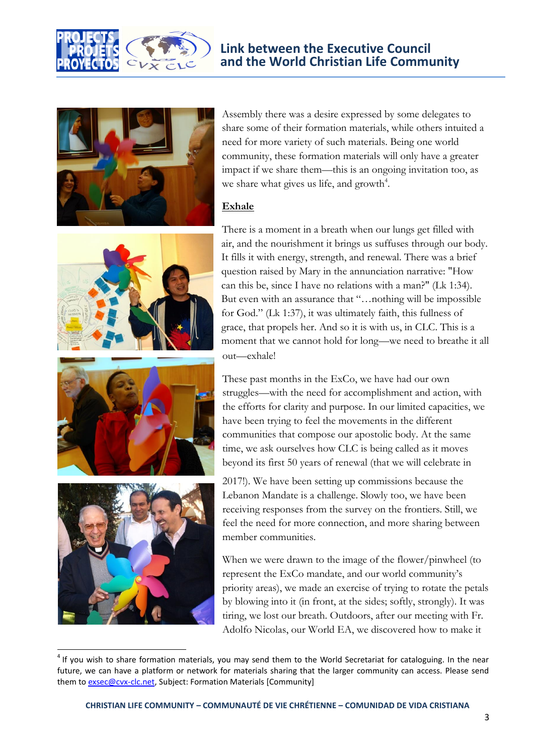Assembly there was a desire expressed by some delegates to share some of their formation materials, while others intuited a need for more variety of such materials. Being one world community, these formation materials will only have a greater impact if we share them—this is an ongoing invitation too, as we share what gives us life, and growth[4].

## Exhale

There is a moment in a breath when our lungs get filled with air, and the nourishment it brings us suffuses through our body. It fills it with energy, strength, and renewal. There was a brief question raised by Mary in the annunciation narrative: "How can this be, since I have no relations with a man?" (Lk 1:34). But even with an assurance that "…nothing will be impossible for God." (Lk 1:37), it was ultimately faith, this fullness of grace, that propels her. And so it is with us, in CLC. This is a moment that we cannot hold for long—we need to breathe it all out—exhale!

These past months in the ExCo, we have had our own struggles—with the need for accomplishment and action, with the efforts for clarity and purpose. In our limited capacities, we have been trying to feel the movements in the different communities that compose our apostolic body. At the same time, we ask ourselves how CLC is being called as it moves beyond its first 50 years of renewal (that we will celebrate in 2017!). We have been setting up commissions because the Lebanon Mandate is a challenge. Slowly too, we have been receiving responses from the survey on the frontiers. Still, we feel the need for more connection, and more sharing between member communities.

When we were drawn to the image of the flower/pinwheel (to represent the ExCo mandate, and our world community's priority areas), we made an exercise of trying to rotate the petals by blowing into it (in front, at the sides; softly, strongly). It was tiring, we lost our breath. Outdoors, after our meeting with Fr. Adolfo Nicolas, our World EA, we discovered how to make it

---

[4] If you wish to share formation materials, you may send them to the World Secretariat for cataloguing. In the near future, we can have a platform or network for materials sharing that the larger community can access. Please send them to exsec@cvx-clc.net, Subject: Formation Materials [Community]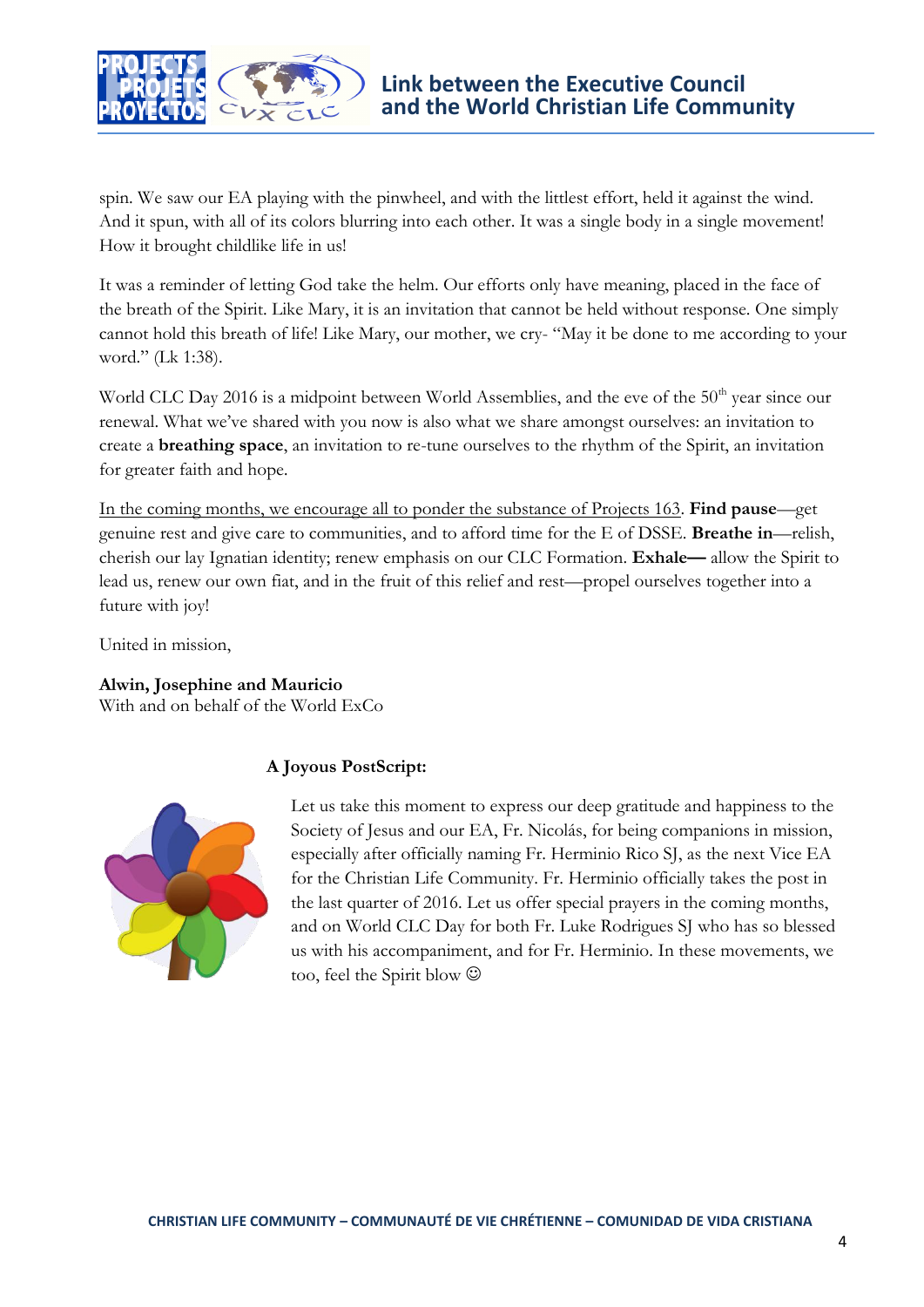spin. We saw our EA playing with the pinwheel, and with the littlest effort, held it against the wind. And it spun, with all of its colors blurring into each other. It was a single body in a single movement! How it brought childlike life in us!

It was a reminder of letting God take the helm. Our efforts only have meaning, placed in the face of the breath of the Spirit. Like Mary, it is an invitation that cannot be held without response. One simply cannot hold this breath of life! Like Mary, our mother, we cry- "May it be done to me according to your word." (Lk 1:38).

World CLC Day 2016 is a midpoint between World Assemblies, and the eve of the 50th year since our renewal. What we've shared with you now is also what we share amongst ourselves: an invitation to create a **breathing space**, an invitation to re-tune ourselves to the rhythm of the Spirit, an invitation for greater faith and hope.

In the coming months, we encourage all to ponder the substance of Projects 163. **Find pause**—get genuine rest and give care to communities, and to afford time for the E of DSSE. **Breathe in**—relish, cherish our lay Ignatian identity; renew emphasis on our CLC Formation. **Exhale—** allow the Spirit to lead us, renew our own fiat, and in the fruit of this relief and rest—propel ourselves together into a future with joy!

United in mission,

**Alwin, Josephine and Mauricio**
With and on behalf of the World ExCo

**A Joyous PostScript:**

Let us take this moment to express our deep gratitude and happiness to the Society of Jesus and our EA, Fr. Nicolás, for being companions in mission, especially after officially naming Fr. Herminio Rico SJ, as the next Vice EA for the Christian Life Community. Fr. Herminio officially takes the post in the last quarter of 2016. Let us offer special prayers in the coming months, and on World CLC Day for both Fr. Luke Rodrigues SJ who has so blessed us with his accompaniment, and for Fr. Herminio. In these movements, we too, feel the Spirit blow ☺